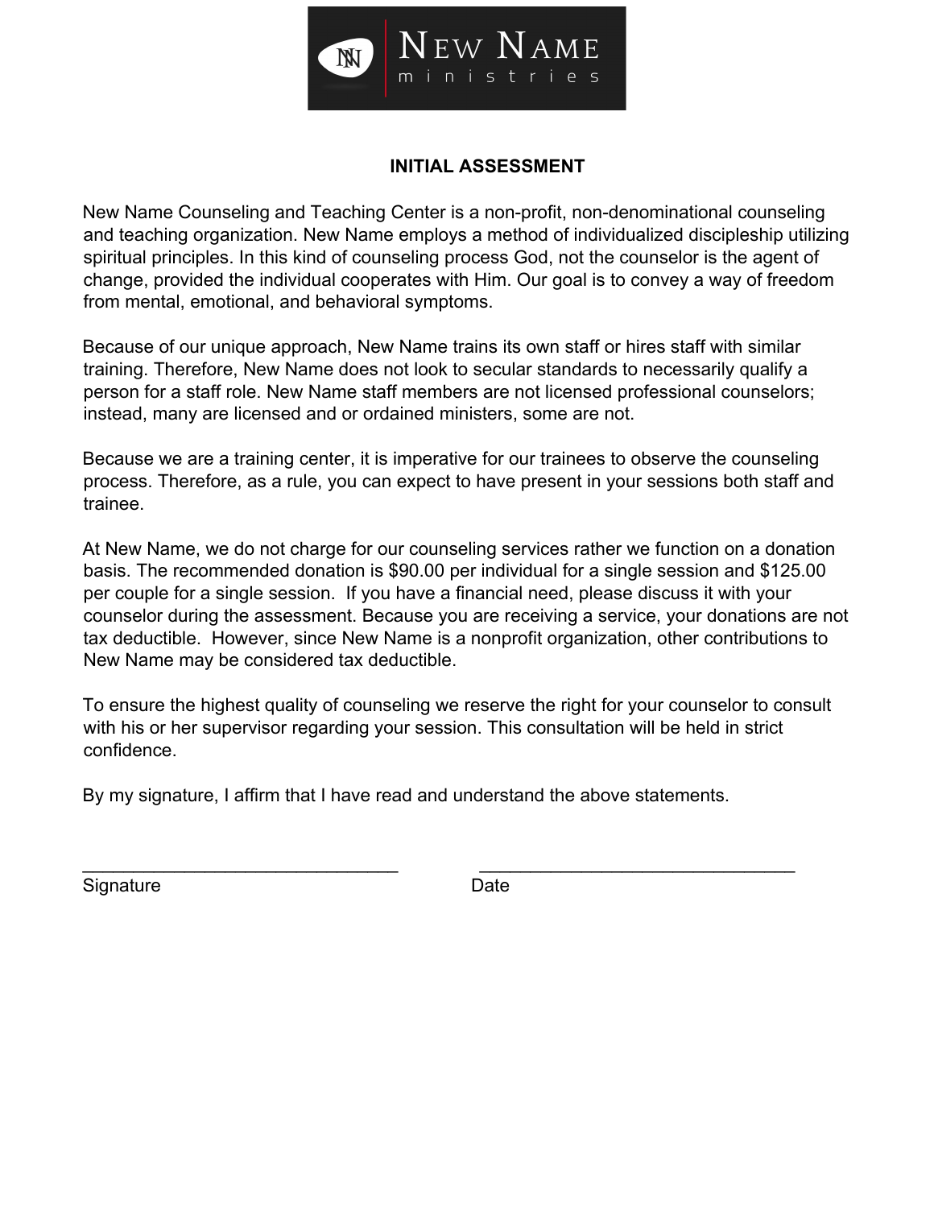NEW NAME
ministries

# INITIAL ASSESSMENT

New Name Counseling and Teaching Center is a non-profit, non-denominational counseling and teaching organization. New Name employs a method of individualized discipleship utilizing spiritual principles. In this kind of counseling process God, not the counselor is the agent of change, provided the individual cooperates with Him. Our goal is to convey a way of freedom from mental, emotional, and behavioral symptoms.

Because of our unique approach, New Name trains its own staff or hires staff with similar training. Therefore, New Name does not look to secular standards to necessarily qualify a person for a staff role. New Name staff members are not licensed professional counselors; instead, many are licensed and or ordained ministers, some are not.

Because we are a training center, it is imperative for our trainees to observe the counseling process. Therefore, as a rule, you can expect to have present in your sessions both staff and trainee.

At New Name, we do not charge for our counseling services rather we function on a donation basis. The recommended donation is $90.00 per individual for a single session and $125.00 per couple for a single session.  If you have a financial need, please discuss it with your counselor during the assessment. Because you are receiving a service, your donations are not tax deductible.  However, since New Name is a nonprofit organization, other contributions to New Name may be considered tax deductible.

To ensure the highest quality of counseling we reserve the right for your counselor to consult with his or her supervisor regarding your session. This consultation will be held in strict confidence.

By my signature, I affirm that I have read and understand the above statements.

________________________________ ________________________________

Signature Date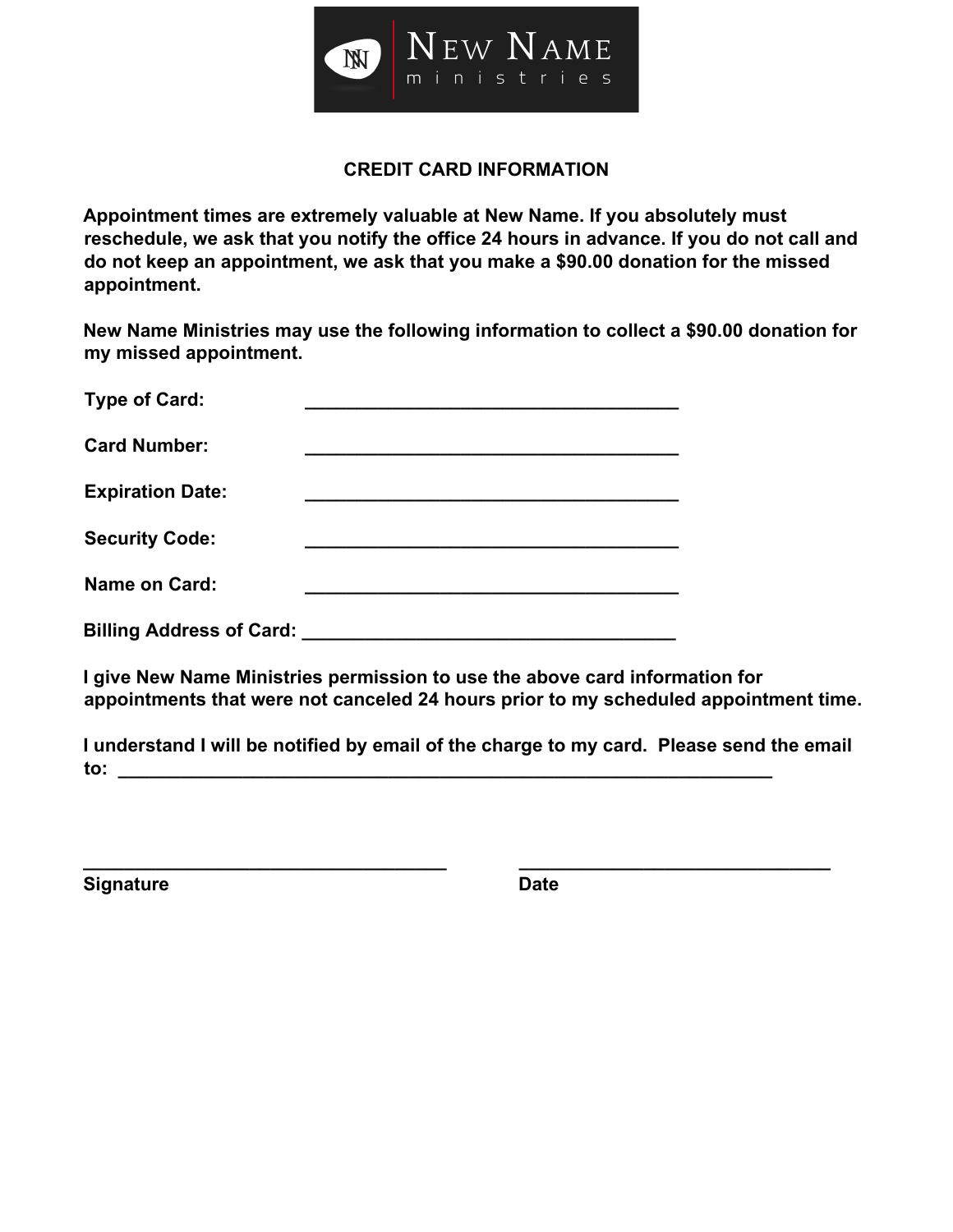NEW NAME ministries

## CREDIT CARD INFORMATION

**Appointment times are extremely valuable at New Name. If you absolutely must reschedule, we ask that you notify the office 24 hours in advance. If you do not call and do not keep an appointment, we ask that you make a $90.00 donation for the missed appointment.**

**New Name Ministries may use the following information to collect a $90.00 donation for my missed appointment.**

**Type of Card:** ___________________________________

**Card Number:** ___________________________________

**Expiration Date:** ___________________________________

**Security Code:** ___________________________________

**Name on Card:** ___________________________________

**Billing Address of Card:** ___________________________________

**I give New Name Ministries permission to use the above card information for appointments that were not canceled 24 hours prior to my scheduled appointment time.**

**I understand I will be notified by email of the charge to my card. Please send the email to:** ___________________________________________________________

___________________________________ ______________________________

**Signature** **Date**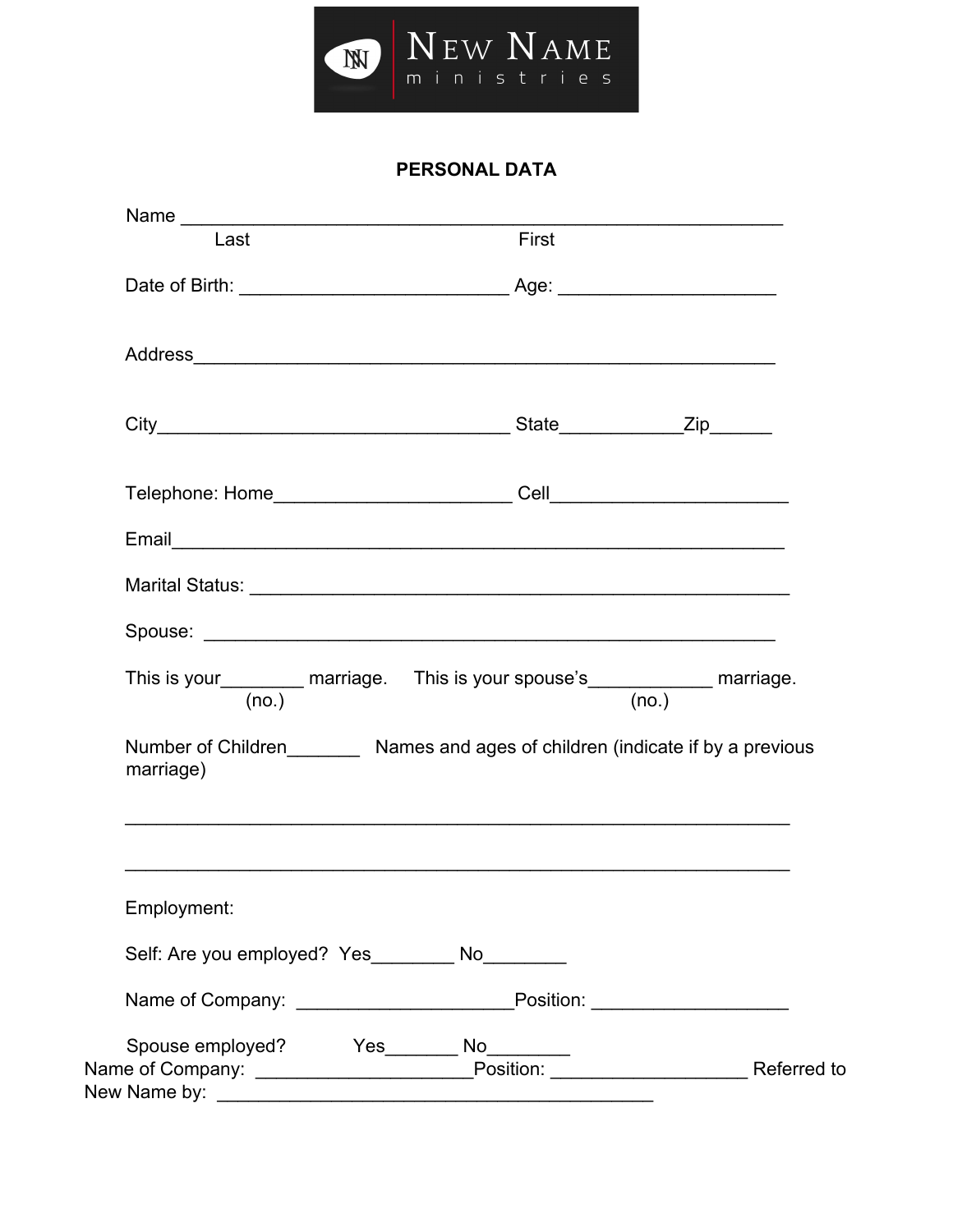NEW NAME ministries

## PERSONAL DATA

Name ____________________________________________________________
Last                                                                  First

Date of Birth: __________________________ Age: _____________________

Address_________________________________________________________

City___________________________________ State____________Zip______

Telephone: Home_______________________ Cell_______________________

Email____________________________________________________________

Marital Status: _____________________________________________________

Spouse: _________________________________________________________

This is your________ marriage.     This is your spouse's____________ marriage.
(no.)                                                                  (no.)

Number of Children_______   Names and ages of children (indicate if by a previous marriage)

___________________________________________________________________

___________________________________________________________________

Employment:

Self: Are you employed?  Yes________ No________

Name of Company: _____________________Position: ___________________

Spouse employed?          Yes_______ No________

Name of Company: _____________________Position: ___________________ Referred to New Name by: __________________________________________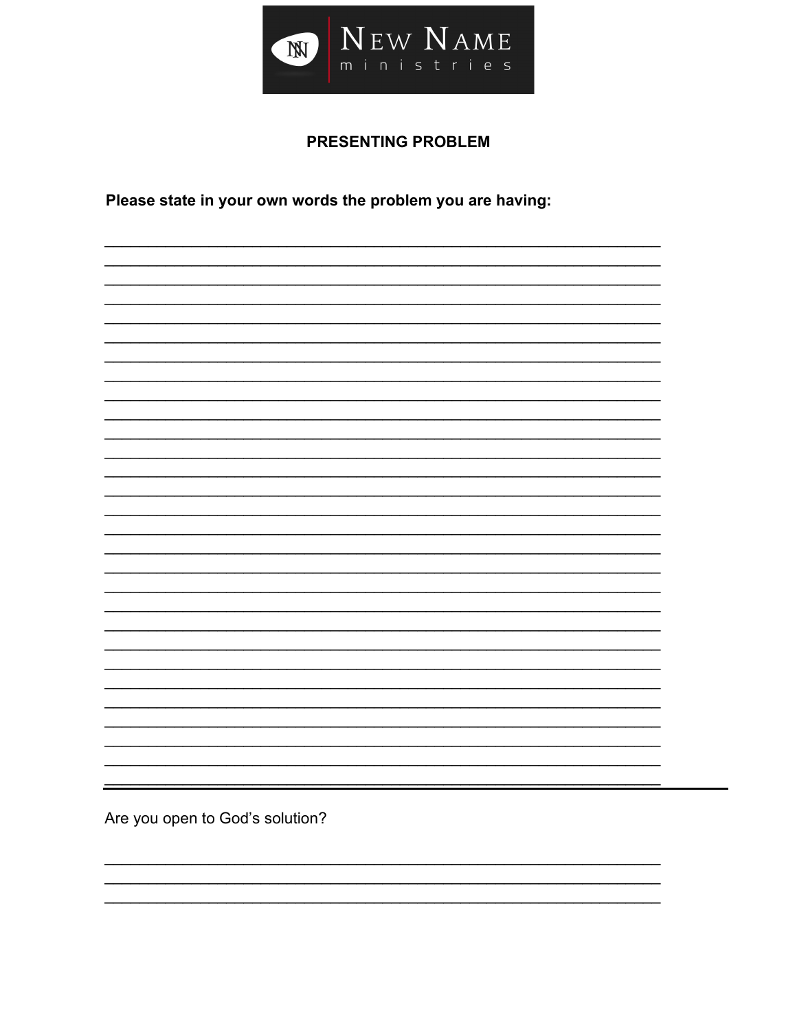New Name ministries

# PRESENTING PROBLEM

**Please state in your own words the problem you are having:**

\_\_\_\_\_\_\_\_\_\_\_\_\_\_\_\_\_\_\_\_\_\_\_\_\_\_\_\_\_\_\_\_\_\_\_\_\_\_\_\_\_\_\_\_\_\_\_\_\_\_\_\_\_\_\_\_\_\_\_\_
\_\_\_\_\_\_\_\_\_\_\_\_\_\_\_\_\_\_\_\_\_\_\_\_\_\_\_\_\_\_\_\_\_\_\_\_\_\_\_\_\_\_\_\_\_\_\_\_\_\_\_\_\_\_\_\_\_\_\_\_
\_\_\_\_\_\_\_\_\_\_\_\_\_\_\_\_\_\_\_\_\_\_\_\_\_\_\_\_\_\_\_\_\_\_\_\_\_\_\_\_\_\_\_\_\_\_\_\_\_\_\_\_\_\_\_\_\_\_\_\_
\_\_\_\_\_\_\_\_\_\_\_\_\_\_\_\_\_\_\_\_\_\_\_\_\_\_\_\_\_\_\_\_\_\_\_\_\_\_\_\_\_\_\_\_\_\_\_\_\_\_\_\_\_\_\_\_\_\_\_\_
\_\_\_\_\_\_\_\_\_\_\_\_\_\_\_\_\_\_\_\_\_\_\_\_\_\_\_\_\_\_\_\_\_\_\_\_\_\_\_\_\_\_\_\_\_\_\_\_\_\_\_\_\_\_\_\_\_\_\_\_
\_\_\_\_\_\_\_\_\_\_\_\_\_\_\_\_\_\_\_\_\_\_\_\_\_\_\_\_\_\_\_\_\_\_\_\_\_\_\_\_\_\_\_\_\_\_\_\_\_\_\_\_\_\_\_\_\_\_\_\_
\_\_\_\_\_\_\_\_\_\_\_\_\_\_\_\_\_\_\_\_\_\_\_\_\_\_\_\_\_\_\_\_\_\_\_\_\_\_\_\_\_\_\_\_\_\_\_\_\_\_\_\_\_\_\_\_\_\_\_\_
\_\_\_\_\_\_\_\_\_\_\_\_\_\_\_\_\_\_\_\_\_\_\_\_\_\_\_\_\_\_\_\_\_\_\_\_\_\_\_\_\_\_\_\_\_\_\_\_\_\_\_\_\_\_\_\_\_\_\_\_

Are you open to God's solution?

\_\_\_\_\_\_\_\_\_\_\_\_\_\_\_\_\_\_\_\_\_\_\_\_\_\_\_\_\_\_\_\_\_\_\_\_\_\_\_\_\_\_\_\_\_\_\_\_\_\_\_\_\_\_\_\_\_\_\_\_
\_\_\_\_\_\_\_\_\_\_\_\_\_\_\_\_\_\_\_\_\_\_\_\_\_\_\_\_\_\_\_\_\_\_\_\_\_\_\_\_\_\_\_\_\_\_\_\_\_\_\_\_\_\_\_\_\_\_\_\_
\_\_\_\_\_\_\_\_\_\_\_\_\_\_\_\_\_\_\_\_\_\_\_\_\_\_\_\_\_\_\_\_\_\_\_\_\_\_\_\_\_\_\_\_\_\_\_\_\_\_\_\_\_\_\_\_\_\_\_\_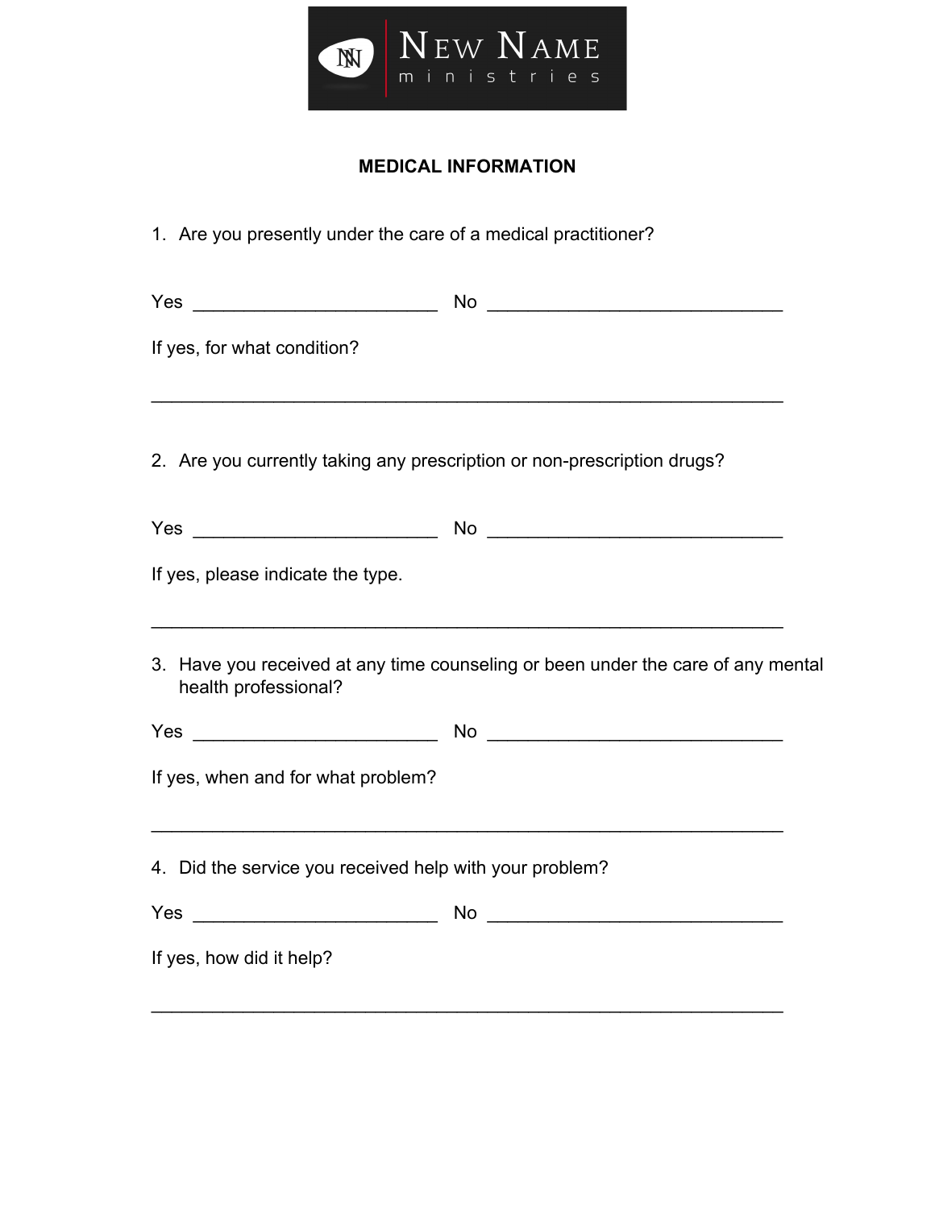**MEDICAL INFORMATION**

1. Are you presently under the care of a medical practitioner?

Yes ________________________ No _____________________________

If yes, for what condition?

_______________________________________________________________

2. Are you currently taking any prescription or non-prescription drugs?

Yes ________________________ No _____________________________

If yes, please indicate the type.

_______________________________________________________________

3. Have you received at any time counseling or been under the care of any mental health professional?

Yes ________________________ No _____________________________

If yes, when and for what problem?

_______________________________________________________________

4. Did the service you received help with your problem?

Yes ________________________ No _____________________________

If yes, how did it help?

_______________________________________________________________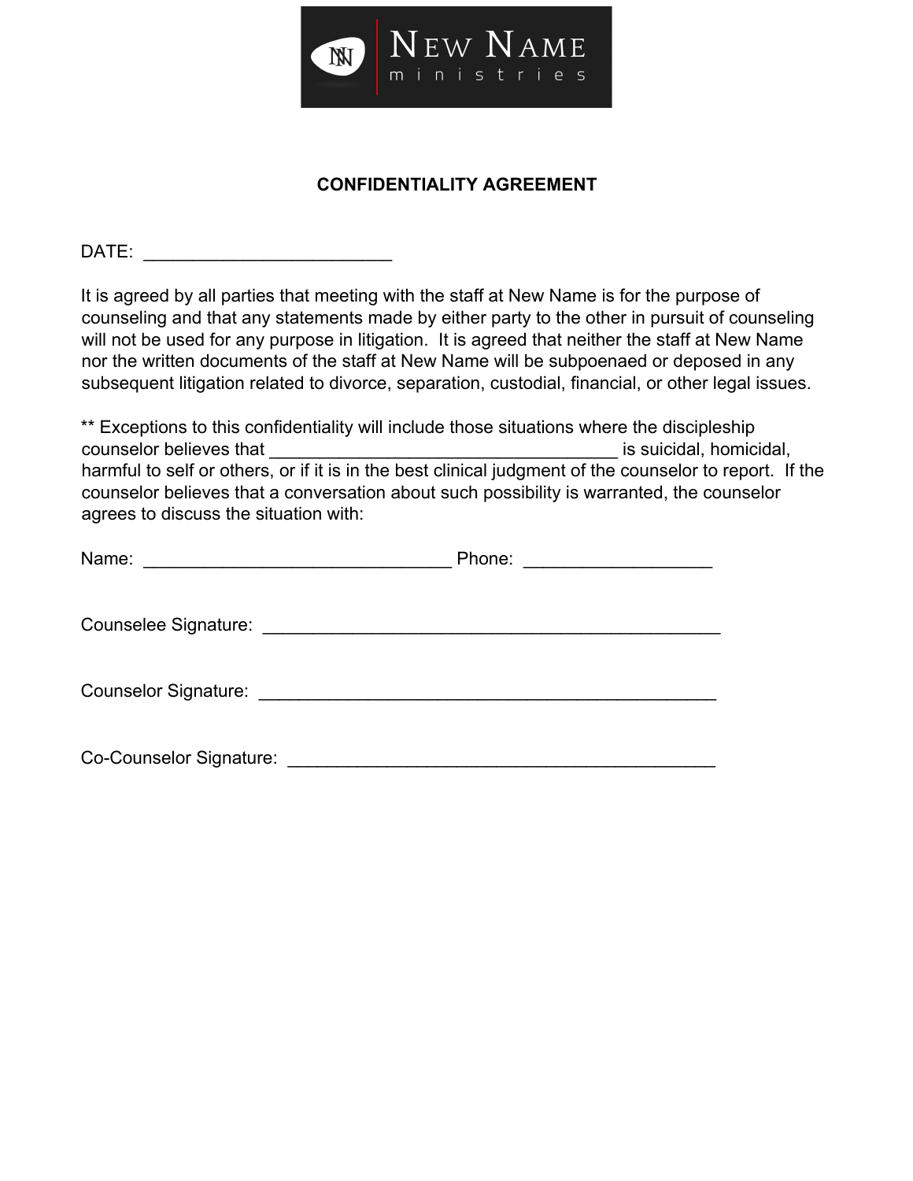NEW NAME
ministries

# CONFIDENTIALITY AGREEMENT

DATE: ________________________

It is agreed by all parties that meeting with the staff at New Name is for the purpose of counseling and that any statements made by either party to the other in pursuit of counseling will not be used for any purpose in litigation. It is agreed that neither the staff at New Name nor the written documents of the staff at New Name will be subpoenaed or deposed in any subsequent litigation related to divorce, separation, custodial, financial, or other legal issues.

** Exceptions to this confidentiality will include those situations where the discipleship counselor believes that __________________________________ is suicidal, homicidal, harmful to self or others, or if it is in the best clinical judgment of the counselor to report. If the counselor believes that a conversation about such possibility is warranted, the counselor agrees to discuss the situation with:

Name: ______________________________ Phone: __________________

Counselee Signature: _____________________________________________

Counselor Signature: _____________________________________________

Co-Counselor Signature: __________________________________________